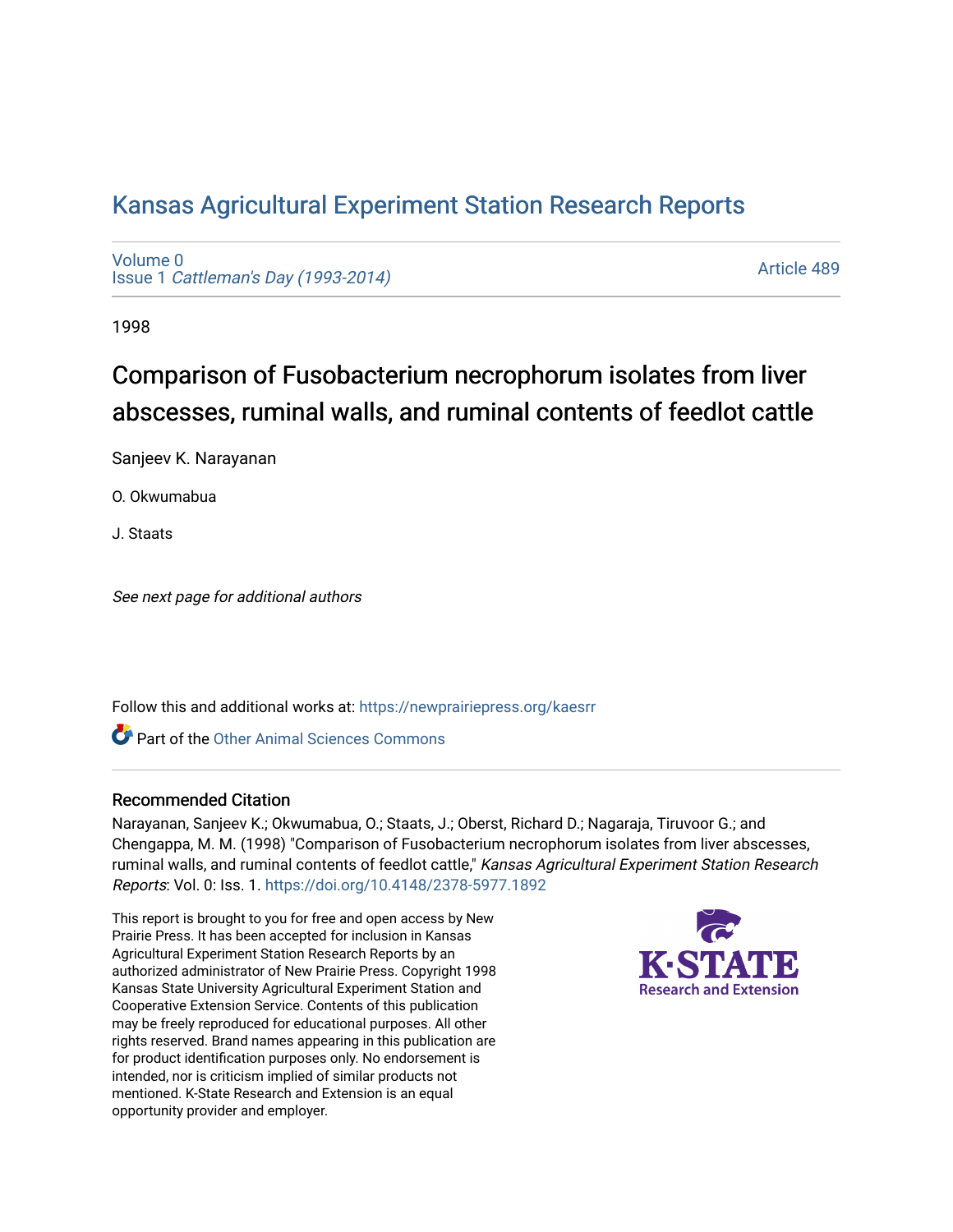# Kansas Agricultural Experiment Station Research Reports

Volume 0
Issue 1 *Cattleman's Day (1993-2014)*

Article 489

1998

## Comparison of Fusobacterium necrophorum isolates from liver abscesses, ruminal walls, and ruminal contents of feedlot cattle

Sanjeev K. Narayanan

O. Okwumabua

J. Staats

*See next page for additional authors*

Follow this and additional works at: https://newprairiepress.org/kaesrr

Part of the Other Animal Sciences Commons

### Recommended Citation

Narayanan, Sanjeev K.; Okwumabua, O.; Staats, J.; Oberst, Richard D.; Nagaraja, Tiruvoor G.; and Chengappa, M. M. (1998) "Comparison of Fusobacterium necrophorum isolates from liver abscesses, ruminal walls, and ruminal contents of feedlot cattle," *Kansas Agricultural Experiment Station Research Reports*: Vol. 0: Iss. 1. https://doi.org/10.4148/2378-5977.1892

This report is brought to you for free and open access by New Prairie Press. It has been accepted for inclusion in Kansas Agricultural Experiment Station Research Reports by an authorized administrator of New Prairie Press. Copyright 1998 Kansas State University Agricultural Experiment Station and Cooperative Extension Service. Contents of this publication may be freely reproduced for educational purposes. All other rights reserved. Brand names appearing in this publication are for product identification purposes only. No endorsement is intended, nor is criticism implied of similar products not mentioned. K-State Research and Extension is an equal opportunity provider and employer.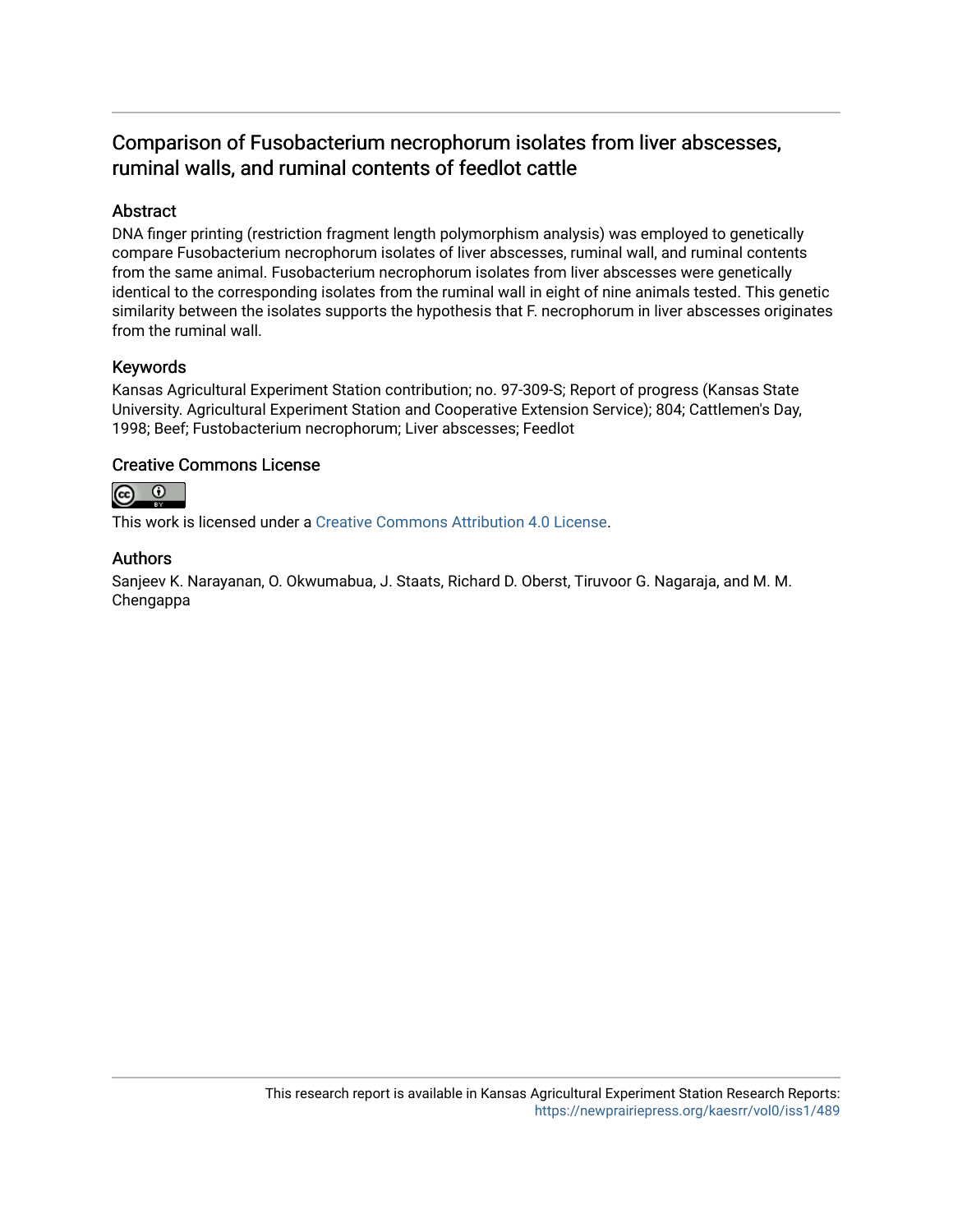# Comparison of Fusobacterium necrophorum isolates from liver abscesses, ruminal walls, and ruminal contents of feedlot cattle

## Abstract

DNA finger printing (restriction fragment length polymorphism analysis) was employed to genetically compare Fusobacterium necrophorum isolates of liver abscesses, ruminal wall, and ruminal contents from the same animal. Fusobacterium necrophorum isolates from liver abscesses were genetically identical to the corresponding isolates from the ruminal wall in eight of nine animals tested. This genetic similarity between the isolates supports the hypothesis that F. necrophorum in liver abscesses originates from the ruminal wall.

## Keywords

Kansas Agricultural Experiment Station contribution; no. 97-309-S; Report of progress (Kansas State University. Agricultural Experiment Station and Cooperative Extension Service); 804; Cattlemen's Day, 1998; Beef; Fustobacterium necrophorum; Liver abscesses; Feedlot

## Creative Commons License

This work is licensed under a Creative Commons Attribution 4.0 License.

## Authors

Sanjeev K. Narayanan, O. Okwumabua, J. Staats, Richard D. Oberst, Tiruvoor G. Nagaraja, and M. M. Chengappa

This research report is available in Kansas Agricultural Experiment Station Research Reports: https://newprairiepress.org/kaesrr/vol0/iss1/489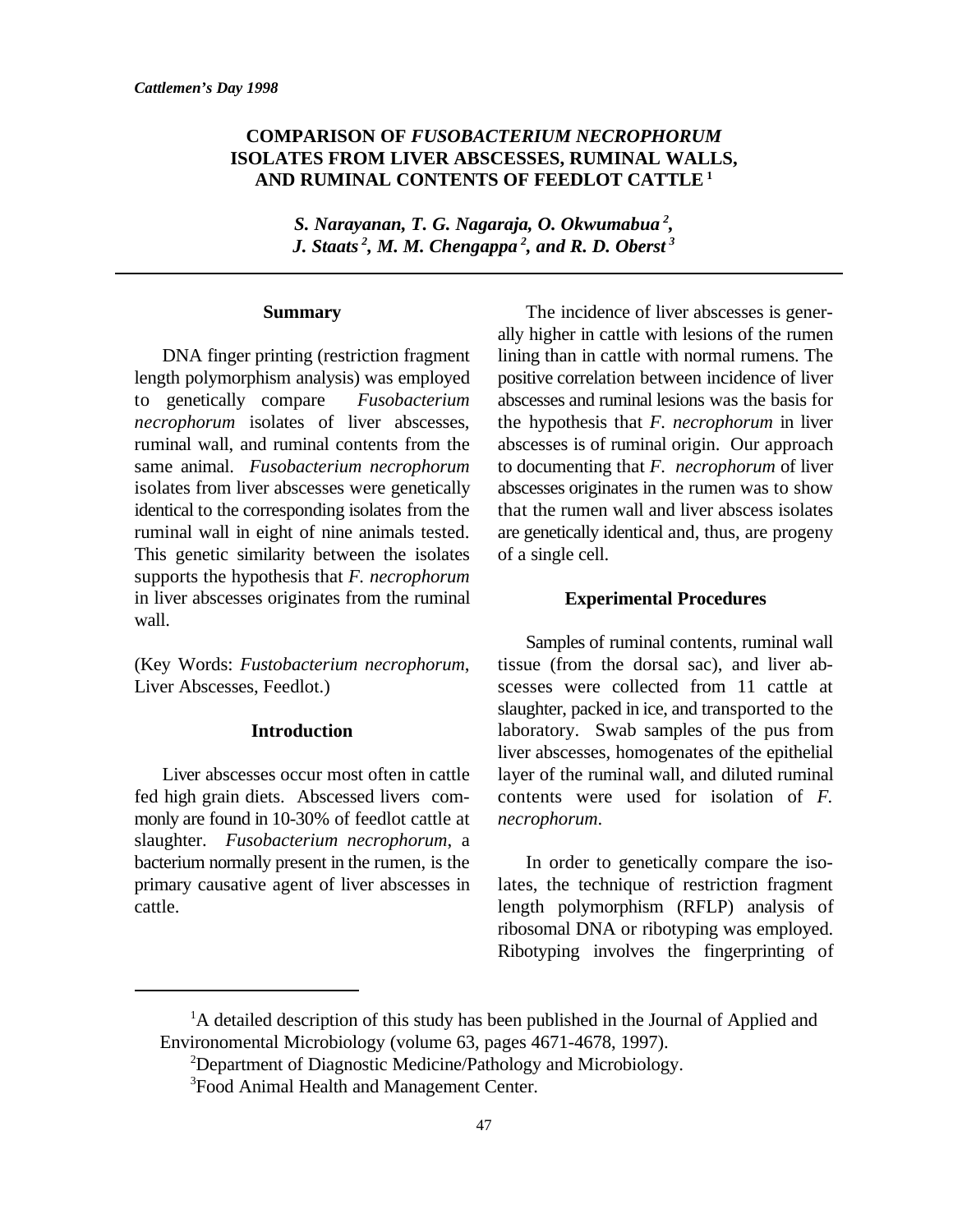*Cattlemen's Day 1998*

# COMPARISON OF *FUSOBACTERIUM NECROPHORUM* ISOLATES FROM LIVER ABSCESSES, RUMINAL WALLS, AND RUMINAL CONTENTS OF FEEDLOT CATTLE [1]

***S. Narayanan, T. G. Nagaraja, O. Okwumabua [2], J. Staats [2], M. M. Chengappa [2], and R. D. Oberst [3]***

## Summary

DNA finger printing (restriction fragment length polymorphism analysis) was employed to genetically compare *Fusobacterium necrophorum* isolates of liver abscesses, ruminal wall, and ruminal contents from the same animal. *Fusobacterium necrophorum* isolates from liver abscesses were genetically identical to the corresponding isolates from the ruminal wall in eight of nine animals tested. This genetic similarity between the isolates supports the hypothesis that *F. necrophorum* in liver abscesses originates from the ruminal wall.

(Key Words: *Fustobacterium necrophorum*, Liver Abscesses, Feedlot.)

## Introduction

Liver abscesses occur most often in cattle fed high grain diets. Abscessed livers commonly are found in 10-30% of feedlot cattle at slaughter. *Fusobacterium necrophorum*, a bacterium normally present in the rumen, is the primary causative agent of liver abscesses in cattle.

The incidence of liver abscesses is generally higher in cattle with lesions of the rumen lining than in cattle with normal rumens. The positive correlation between incidence of liver abscesses and ruminal lesions was the basis for the hypothesis that *F. necrophorum* in liver abscesses is of ruminal origin. Our approach to documenting that *F. necrophorum* of liver abscesses originates in the rumen was to show that the rumen wall and liver abscess isolates are genetically identical and, thus, are progeny of a single cell.

## Experimental Procedures

Samples of ruminal contents, ruminal wall tissue (from the dorsal sac), and liver abscesses were collected from 11 cattle at slaughter, packed in ice, and transported to the laboratory. Swab samples of the pus from liver abscesses, homogenates of the epithelial layer of the ruminal wall, and diluted ruminal contents were used for isolation of *F. necrophorum*.

In order to genetically compare the isolates, the technique of restriction fragment length polymorphism (RFLP) analysis of ribosomal DNA or ribotyping was employed. Ribotyping involves the fingerprinting of

[1]A detailed description of this study has been published in the Journal of Applied and Environomental Microbiology (volume 63, pages 4671-4678, 1997).

[2]Department of Diagnostic Medicine/Pathology and Microbiology.

[3]Food Animal Health and Management Center.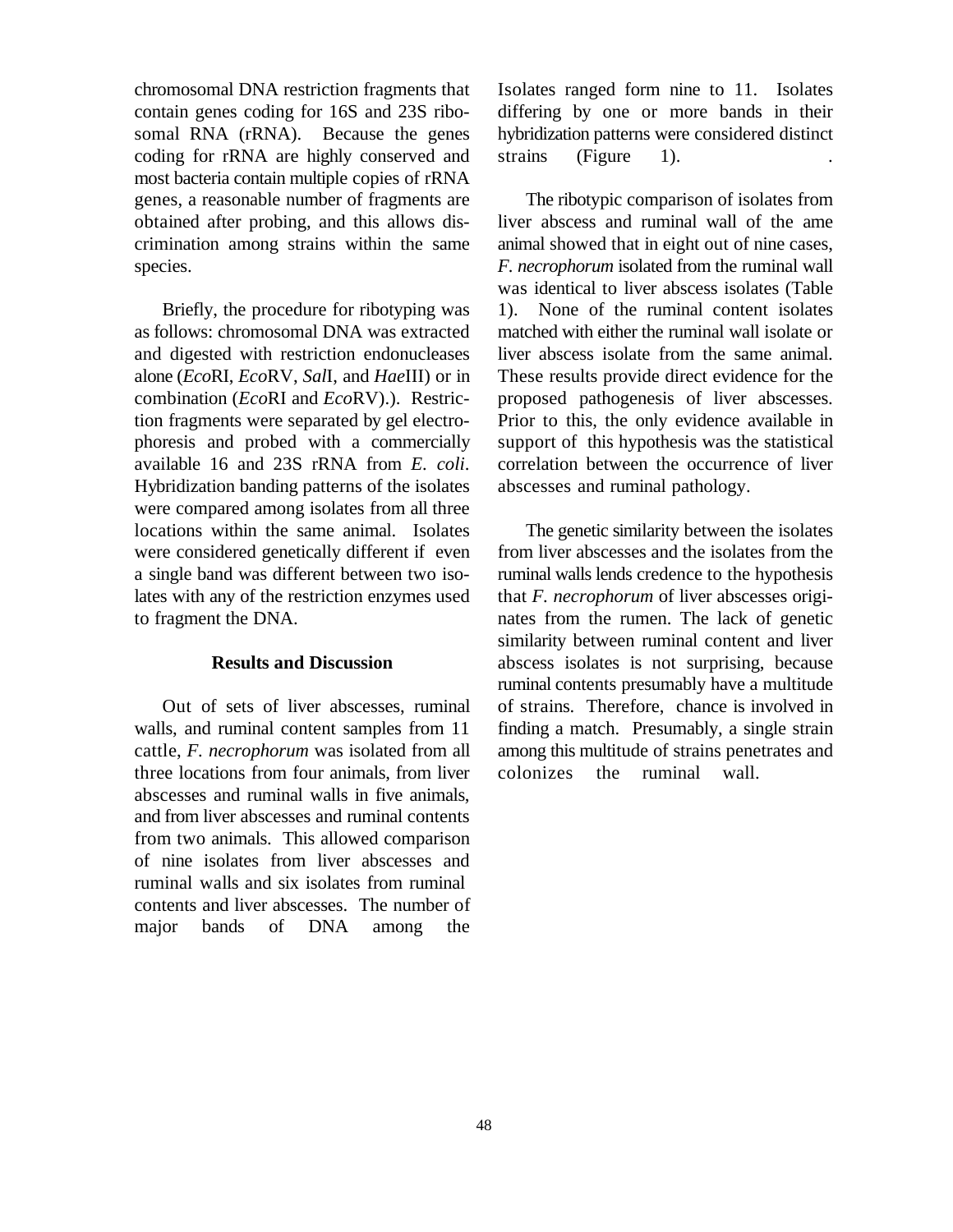chromosomal DNA restriction fragments that contain genes coding for 16S and 23S ribosomal RNA (rRNA). Because the genes coding for rRNA are highly conserved and most bacteria contain multiple copies of rRNA genes, a reasonable number of fragments are obtained after probing, and this allows discrimination among strains within the same species.

Briefly, the procedure for ribotyping was as follows: chromosomal DNA was extracted and digested with restriction endonucleases alone (*Eco*RI, *Eco*RV, *Sal*I, and *Hae*III) or in combination (*Eco*RI and *Eco*RV).). Restriction fragments were separated by gel electrophoresis and probed with a commercially available 16 and 23S rRNA from *E. coli*. Hybridization banding patterns of the isolates were compared among isolates from all three locations within the same animal. Isolates were considered genetically different if even a single band was different between two isolates with any of the restriction enzymes used to fragment the DNA.

### Results and Discussion

Out of sets of liver abscesses, ruminal walls, and ruminal content samples from 11 cattle, *F. necrophorum* was isolated from all three locations from four animals, from liver abscesses and ruminal walls in five animals, and from liver abscesses and ruminal contents from two animals. This allowed comparison of nine isolates from liver abscesses and ruminal walls and six isolates from ruminal contents and liver abscesses. The number of major bands of DNA among the Isolates ranged form nine to 11. Isolates differing by one or more bands in their hybridization patterns were considered distinct strains (Figure 1).

The ribotypic comparison of isolates from liver abscess and ruminal wall of the ame animal showed that in eight out of nine cases, *F. necrophorum* isolated from the ruminal wall was identical to liver abscess isolates (Table 1). None of the ruminal content isolates matched with either the ruminal wall isolate or liver abscess isolate from the same animal. These results provide direct evidence for the proposed pathogenesis of liver abscesses. Prior to this, the only evidence available in support of this hypothesis was the statistical correlation between the occurrence of liver abscesses and ruminal pathology.

The genetic similarity between the isolates from liver abscesses and the isolates from the ruminal walls lends credence to the hypothesis that *F. necrophorum* of liver abscesses originates from the rumen. The lack of genetic similarity between ruminal content and liver abscess isolates is not surprising, because ruminal contents presumably have a multitude of strains. Therefore, chance is involved in finding a match. Presumably, a single strain among this multitude of strains penetrates and colonizes the ruminal wall.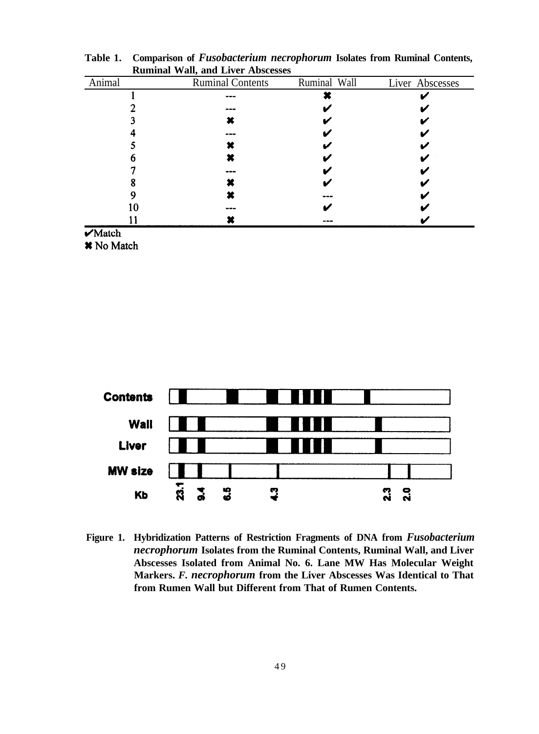**Table 1. Comparison of *Fusobacterium necrophorum* Isolates from Ruminal Contents, Ruminal Wall, and Liver Abscesses**

| Animal | Ruminal Contents | Ruminal Wall | Liver Abscesses |
|---|---|---|---|
| 1 | --- | ✖ | ✔ |
| 2 | --- | ✔ | ✔ |
| 3 | ✖ | ✔ | ✔ |
| 4 | --- | ✔ | ✔ |
| 5 | ✖ | ✔ | ✔ |
| 6 | ✖ | ✔ | ✔ |
| 7 | --- | ✔ | ✔ |
| 8 | ✖ | ✔ | ✔ |
| 9 | ✖ | --- | ✔ |
| 10 | --- | ✔ | ✔ |
| 11 | ✖ | --- | ✔ |

✔Match

✖ No Match

Contents

Wall

Liver

MW size

Kb 23.1 9.4 6.5 4.3 2.3 2.0

**Figure 1. Hybridization Patterns of Restriction Fragments of DNA from *Fusobacterium necrophorum* Isolates from the Ruminal Contents, Ruminal Wall, and Liver Abscesses Isolated from Animal No. 6. Lane MW Has Molecular Weight Markers. *F. necrophorum* from the Liver Abscesses Was Identical to That from Rumen Wall but Different from That of Rumen Contents.**